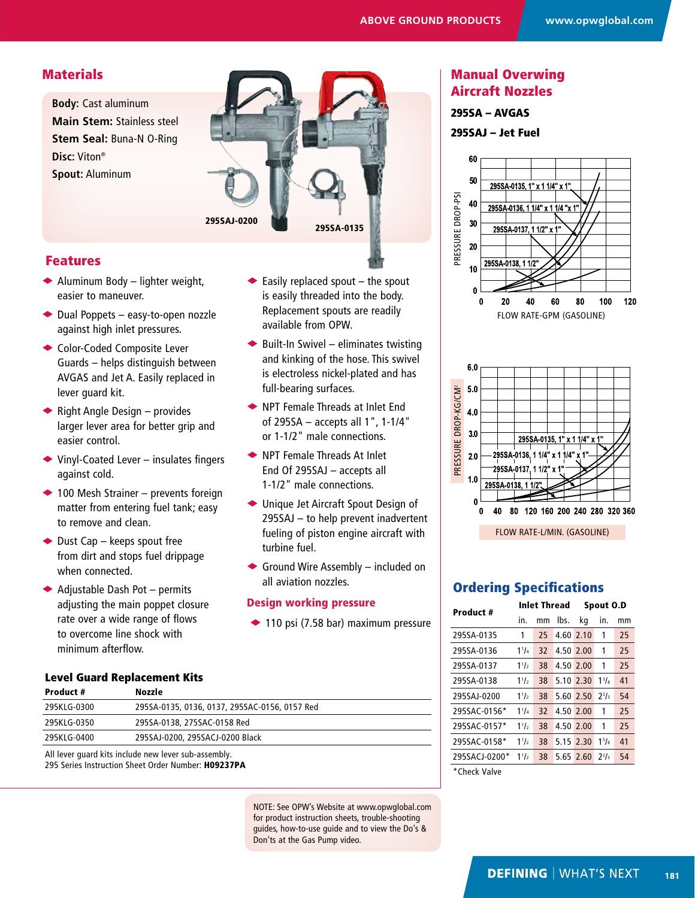## Materials

**Body:** Cast aluminum
**Main Stem:** Stainless steel
**Stem Seal:** Buna-N O-Ring
**Disc:** Viton®
**Spout:** Aluminum

295SAJ-0200    295SA-0135

## Features

- Aluminum Body – lighter weight, easier to maneuver.
- Dual Poppets – easy-to-open nozzle against high inlet pressures.
- Color-Coded Composite Lever Guards – helps distinguish between AVGAS and Jet A. Easily replaced in lever guard kit.
- Right Angle Design – provides larger lever area for better grip and easier control.
- Vinyl-Coated Lever – insulates fingers against cold.
- 100 Mesh Strainer – prevents foreign matter from entering fuel tank; easy to remove and clean.
- Dust Cap – keeps spout free from dirt and stops fuel drippage when connected.
- Adjustable Dash Pot – permits adjusting the main poppet closure rate over a wide range of flows to overcome line shock with minimum afterflow.
- Easily replaced spout – the spout is easily threaded into the body. Replacement spouts are readily available from OPW.
- Built-In Swivel – eliminates twisting and kinking of the hose. This swivel is electroless nickel-plated and has full-bearing surfaces.
- NPT Female Threads at Inlet End of 295SA – accepts all 1", 1-1/4" or 1-1/2" male connections.
- NPT Female Threads At Inlet End Of 295SAJ – accepts all 1-1/2" male connections.
- Unique Jet Aircraft Spout Design of 295SAJ – to help prevent inadvertent fueling of piston engine aircraft with turbine fuel.
- Ground Wire Assembly – included on all aviation nozzles.

### Design working pressure

- 110 psi (7.58 bar) maximum pressure

### Level Guard Replacement Kits

| Product # | Nozzle |
|---|---|
| 295KLG-0300 | 295SA-0135, 0136, 0137, 295SAC-0156, 0157 Red |
| 295KLG-0350 | 295SA-0138, 275SAC-0158 Red |
| 295KLG-0400 | 295SAJ-0200, 295SACJ-0200 Black |

All lever guard kits include new lever sub-assembly.
295 Series Instruction Sheet Order Number: **H09237PA**

## Manual Overwing Aircraft Nozzles

**295SA – AVGAS**

**295SAJ – Jet Fuel**

PRESSURE DROP-PSI vs. FLOW RATE-GPM (GASOLINE): 295SA-0135, 1" x 1 1/4" x 1"; 295SA-0136, 1 1/4" x 1 1/4" x 1"; 295SA-0137, 1 1/2" x 1"; 295SA-0138, 1 1/2"

PRESSURE DROP-KG/CM² vs. FLOW RATE-L/MIN. (GASOLINE): 295SA-0135, 1" x 1 1/4" x 1"; 295SA-0136, 1 1/4" x 1 1/4" x 1"; 295SA-0137, 1 1/2" x 1"; 295SA-0138, 1 1/2"

## Ordering Specifications

| Product # | Inlet Thread in. | Inlet Thread mm | lbs. | kg | Spout O.D in. | Spout O.D mm |
|---|---|---|---|---|---|---|
| 295SA-0135 | 1 | 25 | 4.60 | 2.10 | 1 | 25 |
| 295SA-0136 | 1¼ | 32 | 4.50 | 2.00 | 1 | 25 |
| 295SA-0137 | 1½ | 38 | 4.50 | 2.00 | 1 | 25 |
| 295SA-0138 | 1½ | 38 | 5.10 | 2.30 | 1⅝ | 41 |
| 295SAJ-0200 | 1½ | 38 | 5.60 | 2.50 | 2⅔ | 54 |
| 295SAC-0156* | 1¼ | 32 | 4.50 | 2.00 | 1 | 25 |
| 295SAC-0157* | 1½ | 38 | 4.50 | 2.00 | 1 | 25 |
| 295SAC-0158* | 1½ | 38 | 5.15 | 2.30 | 1⅝ | 41 |
| 295SACJ-0200* | 1½ | 38 | 5.65 | 2.60 | 2⅔ | 54 |

*Check Valve

NOTE: See OPW's Website at www.opwglobal.com for product instruction sheets, trouble-shooting guides, how-to-use guide and to view the Do's & Don'ts at the Gas Pump video.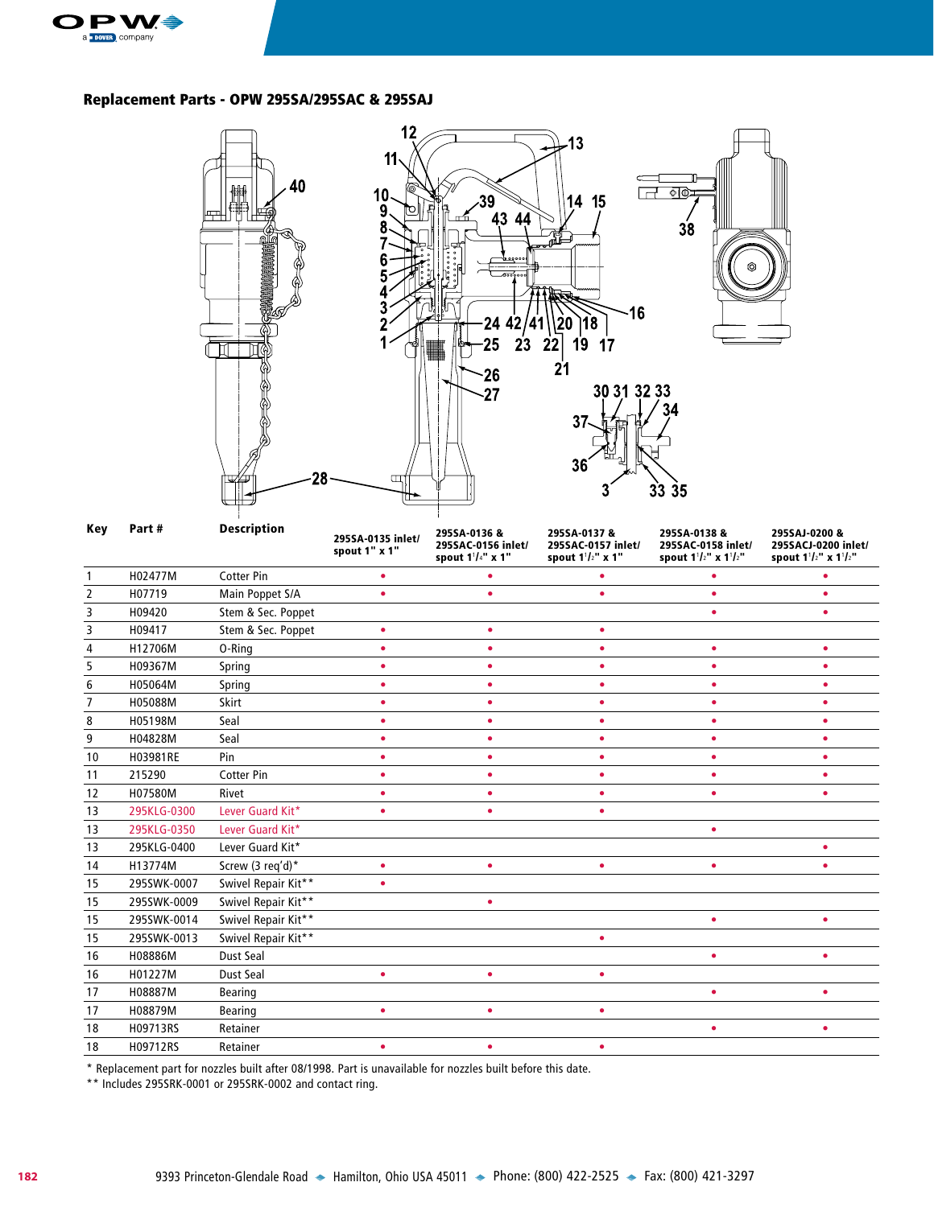## Replacement Parts - OPW 295SA/295SAC & 295SAJ

| Key | Part # | Description | 295SA-0135 inlet/ spout 1" x 1" | 295SA-0136 & 295SAC-0156 inlet/ spout 1¼" x 1" | 295SA-0137 & 295SAC-0157 inlet/ spout 1½" x 1" | 295SA-0138 & 295SAC-0158 inlet/ spout 1½" x 1½" | 295SAJ-0200 & 295SACJ-0200 inlet/ spout 1½" x 1½" |
|---|---|---|---|---|---|---|---|
| 1 | H02477M | Cotter Pin | • | • | • | • | • |
| 2 | H07719 | Main Poppet S/A | • | • | • | • | • |
| 3 | H09420 | Stem & Sec. Poppet | | | | • | • |
| 3 | H09417 | Stem & Sec. Poppet | • | • | • | | |
| 4 | H12706M | O-Ring | • | • | • | • | • |
| 5 | H09367M | Spring | • | • | • | • | • |
| 6 | H05064M | Spring | • | • | • | • | • |
| 7 | H05088M | Skirt | • | • | • | • | • |
| 8 | H05198M | Seal | • | • | • | • | • |
| 9 | H04828M | Seal | • | • | • | • | • |
| 10 | H03981RE | Pin | • | • | • | • | • |
| 11 | 215290 | Cotter Pin | • | • | • | • | • |
| 12 | H07580M | Rivet | • | • | • | • | • |
| 13 | 295KLG-0300 | Lever Guard Kit* | • | • | • | | |
| 13 | 295KLG-0350 | Lever Guard Kit* | | | | • | |
| 13 | 295KLG-0400 | Lever Guard Kit* | | | | | • |
| 14 | H13774M | Screw (3 req'd)* | • | • | • | • | • |
| 15 | 295SWK-0007 | Swivel Repair Kit** | • | | | | |
| 15 | 295SWK-0009 | Swivel Repair Kit** | | • | | | |
| 15 | 295SWK-0014 | Swivel Repair Kit** | | | | • | • |
| 15 | 295SWK-0013 | Swivel Repair Kit** | | | • | | |
| 16 | H08886M | Dust Seal | | | | • | • |
| 16 | H01227M | Dust Seal | • | • | • | | |
| 17 | H08887M | Bearing | | | | • | • |
| 17 | H08879M | Bearing | • | • | • | | |
| 18 | H09713RS | Retainer | | | | • | • |
| 18 | H09712RS | Retainer | • | • | • | | |

* Replacement part for nozzles built after 08/1998. Part is unavailable for nozzles built before this date.

** Includes 295SRK-0001 or 295SRK-0002 and contact ring.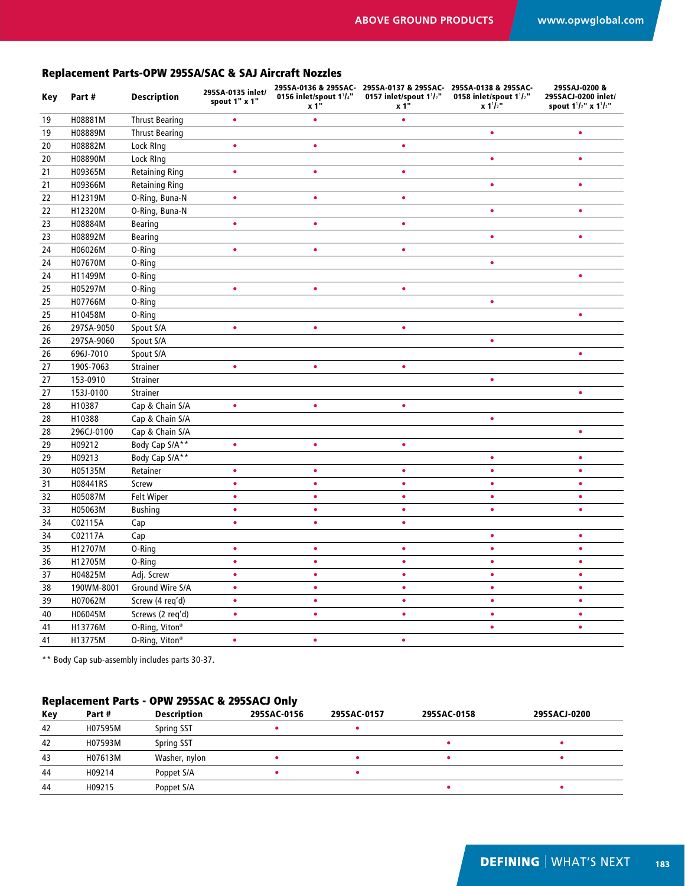## Replacement Parts-OPW 295SA/SAC & SAJ Aircraft Nozzles

| Key | Part # | Description | 295SA-0135 inlet/ spout 1" x 1" | 295SA-0136 & 295SAC-0156 inlet/spout 1$^{1}/_{4}$" x 1" | 295SA-0137 & 295SAC-0157 inlet/spout 1$^{1}/_{2}$" x 1" | 295SA-0138 & 295SAC-0158 inlet/spout 1$^{1}/_{2}$" x 1$^{1}/_{2}$" | 295SAJ-0200 & 295SACJ-0200 inlet/ spout 1$^{1}/_{2}$" x 1$^{1}/_{2}$" |
|---|---|---|---|---|---|---|---|
| 19 | H08881M | Thrust Bearing | • | • | • | | |
| 19 | H08889M | Thrust Bearing | | | | • | • |
| 20 | H08882M | Lock RIng | • | • | • | | |
| 20 | H08890M | Lock RIng | | | | • | • |
| 21 | H09365M | Retaining Ring | • | • | • | | |
| 21 | H09366M | Retaining Ring | | | | • | • |
| 22 | H12319M | O-Ring, Buna-N | • | • | • | | |
| 22 | H12320M | O-Ring, Buna-N | | | | • | • |
| 23 | H08884M | Bearing | • | • | • | | |
| 23 | H08892M | Bearing | | | | • | • |
| 24 | H06026M | O-Ring | • | • | • | | |
| 24 | H07670M | O-Ring | | | | • | |
| 24 | H11499M | O-Ring | | | | | • |
| 25 | H05297M | O-Ring | • | • | • | | |
| 25 | H07766M | O-Ring | | | | • | |
| 25 | H10458M | O-Ring | | | | | • |
| 26 | 297SA-9050 | Spout S/A | • | • | • | | |
| 26 | 297SA-9060 | Spout S/A | | | | • | |
| 26 | 696J-7010 | Spout S/A | | | | | • |
| 27 | 190S-7063 | Strainer | • | • | • | | |
| 27 | 153-0910 | Strainer | | | | • | |
| 27 | 153J-0100 | Strainer | | | | | • |
| 28 | H10387 | Cap & Chain S/A | • | • | • | | |
| 28 | H10388 | Cap & Chain S/A | | | | • | |
| 28 | 296CJ-0100 | Cap & Chain S/A | | | | | • |
| 29 | H09212 | Body Cap S/A** | • | • | • | | |
| 29 | H09213 | Body Cap S/A** | | | | • | • |
| 30 | H05135M | Retainer | • | • | • | • | • |
| 31 | H08441RS | Screw | • | • | • | • | • |
| 32 | H05087M | Felt Wiper | • | • | • | • | • |
| 33 | H05063M | Bushing | • | • | • | • | • |
| 34 | C02115A | Cap | • | • | • | | |
| 34 | C02117A | Cap | | | | • | • |
| 35 | H12707M | O-Ring | • | • | • | • | • |
| 36 | H12705M | O-Ring | • | • | • | • | • |
| 37 | H04825M | Adj. Screw | • | • | • | • | • |
| 38 | 190WM-8001 | Ground Wire S/A | • | • | • | • | • |
| 39 | H07062M | Screw (4 req'd) | • | • | • | • | • |
| 40 | H06045M | Screws (2 req'd) | • | • | • | • | • |
| 41 | H13776M | O-Ring, Viton® | | | | • | • |
| 41 | H13775M | O-Ring, Viton® | • | • | • | | |

** Body Cap sub-assembly includes parts 30-37.

## Replacement Parts - OPW 295SAC & 295SACJ Only

| Key | Part # | Description | 295SAC-0156 | 295SAC-0157 | 295SAC-0158 | 295SACJ-0200 |
|---|---|---|---|---|---|---|
| 42 | H07595M | Spring SST | • | • | | |
| 42 | H07593M | Spring SST | | | • | • |
| 43 | H07613M | Washer, nylon | • | • | • | • |
| 44 | H09214 | Poppet S/A | • | • | | |
| 44 | H09215 | Poppet S/A | | | • | • |